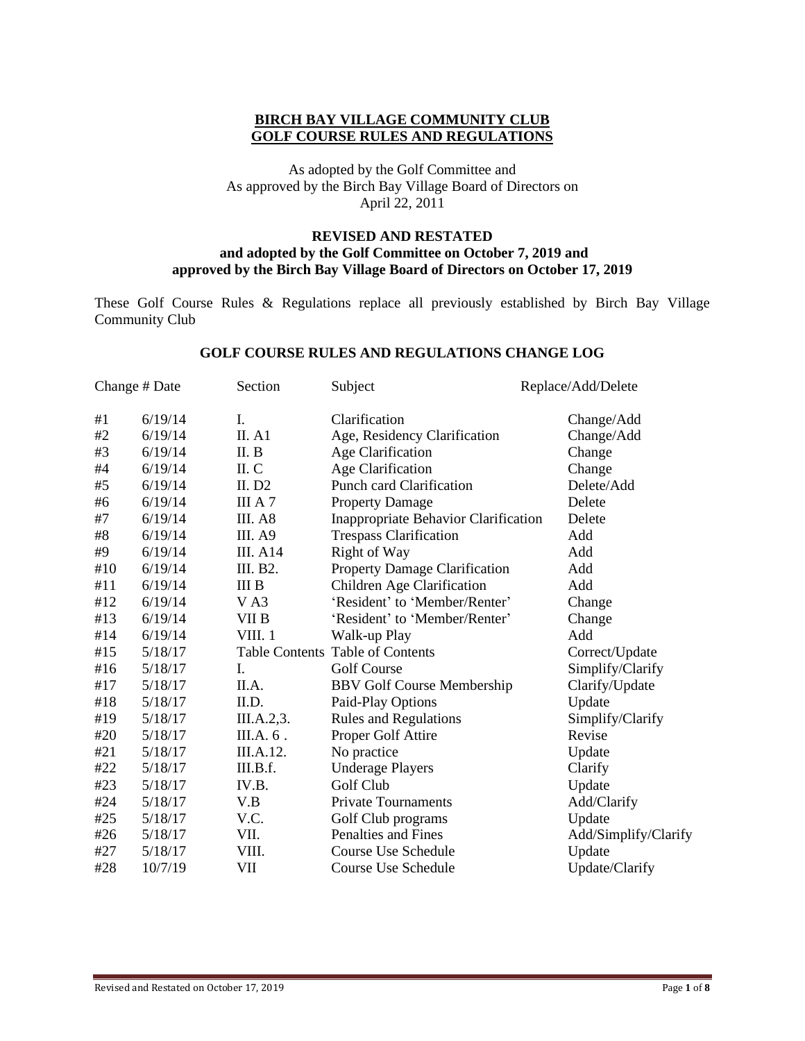# BIRCH BAY VILLAGE COMMUNITY CLUB
# GOLF COURSE RULES AND REGULATIONS

As adopted by the Golf Committee and
As approved by the Birch Bay Village Board of Directors on
April 22, 2011

**REVISED AND RESTATED**
**and adopted by the Golf Committee on October 7, 2019 and**
**approved by the Birch Bay Village Board of Directors on October 17, 2019**

These Golf Course Rules & Regulations replace all previously established by Birch Bay Village Community Club

## GOLF COURSE RULES AND REGULATIONS CHANGE LOG

| Change # | Date | Section | Subject | Replace/Add/Delete |
|---|---|---|---|---|
| #1 | 6/19/14 | I. | Clarification | Change/Add |
| #2 | 6/19/14 | II. A1 | Age, Residency Clarification | Change/Add |
| #3 | 6/19/14 | II. B | Age Clarification | Change |
| #4 | 6/19/14 | II. C | Age Clarification | Change |
| #5 | 6/19/14 | II. D2 | Punch card Clarification | Delete/Add |
| #6 | 6/19/14 | III A 7 | Property Damage | Delete |
| #7 | 6/19/14 | III. A8 | Inappropriate Behavior Clarification | Delete |
| #8 | 6/19/14 | III. A9 | Trespass Clarification | Add |
| #9 | 6/19/14 | III. A14 | Right of Way | Add |
| #10 | 6/19/14 | III. B2. | Property Damage Clarification | Add |
| #11 | 6/19/14 | III B | Children Age Clarification | Add |
| #12 | 6/19/14 | V A3 | 'Resident' to 'Member/Renter' | Change |
| #13 | 6/19/14 | VII B | 'Resident' to 'Member/Renter' | Change |
| #14 | 6/19/14 | VIII. 1 | Walk-up Play | Add |
| #15 | 5/18/17 | Table Contents | Table of Contents | Correct/Update |
| #16 | 5/18/17 | I. | Golf Course | Simplify/Clarify |
| #17 | 5/18/17 | II.A. | BBV Golf Course Membership | Clarify/Update |
| #18 | 5/18/17 | II.D. | Paid-Play Options | Update |
| #19 | 5/18/17 | III.A.2,3. | Rules and Regulations | Simplify/Clarify |
| #20 | 5/18/17 | III.A. 6 . | Proper Golf Attire | Revise |
| #21 | 5/18/17 | III.A.12. | No practice | Update |
| #22 | 5/18/17 | III.B.f. | Underage Players | Clarify |
| #23 | 5/18/17 | IV.B. | Golf Club | Update |
| #24 | 5/18/17 | V.B | Private Tournaments | Add/Clarify |
| #25 | 5/18/17 | V.C. | Golf Club programs | Update |
| #26 | 5/18/17 | VII. | Penalties and Fines | Add/Simplify/Clarify |
| #27 | 5/18/17 | VIII. | Course Use Schedule | Update |
| #28 | 10/7/19 | VII | Course Use Schedule | Update/Clarify |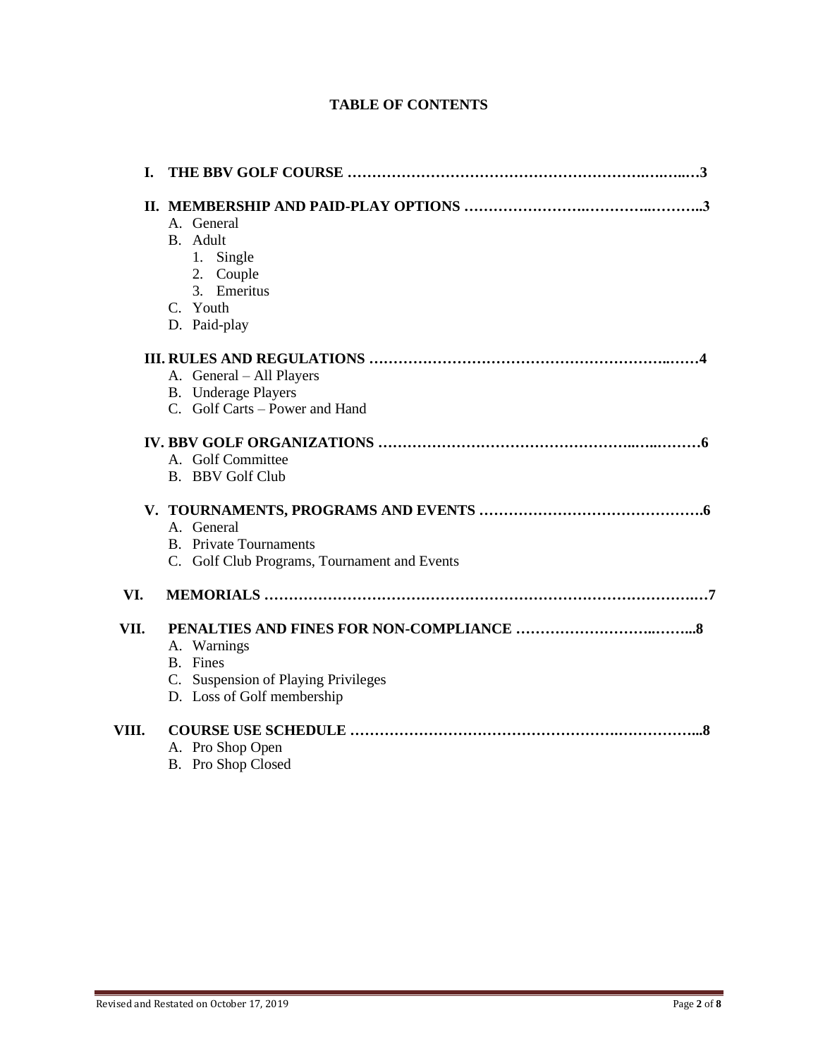**TABLE OF CONTENTS**

**I. THE BBV GOLF COURSE ……………………………………………………….….…..…3**

**II. MEMBERSHIP AND PAID-PLAY OPTIONS …………………….…………..………..3**

- A. General
- B. Adult
  1. Single
  2. Couple
  3. Emeritus
- C. Youth
- D. Paid-play

**III. RULES AND REGULATIONS ……………………………………………………..……4**

- A. General – All Players
- B. Underage Players
- C. Golf Carts – Power and Hand

**IV. BBV GOLF ORGANIZATIONS ……………………………………………..…..………6**

- A. Golf Committee
- B. BBV Golf Club

**V. TOURNAMENTS, PROGRAMS AND EVENTS …………………………………….6**

- A. General
- B. Private Tournaments
- C. Golf Club Programs, Tournament and Events

**VI. MEMORIALS ……………………………………………………………………….…7**

**VII. PENALTIES AND FINES FOR NON-COMPLIANCE ……………………..……...8**

- A. Warnings
- B. Fines
- C. Suspension of Playing Privileges
- D. Loss of Golf membership

**VIII. COURSE USE SCHEDULE ……………………………………………….…………...8**

- A. Pro Shop Open
- B. Pro Shop Closed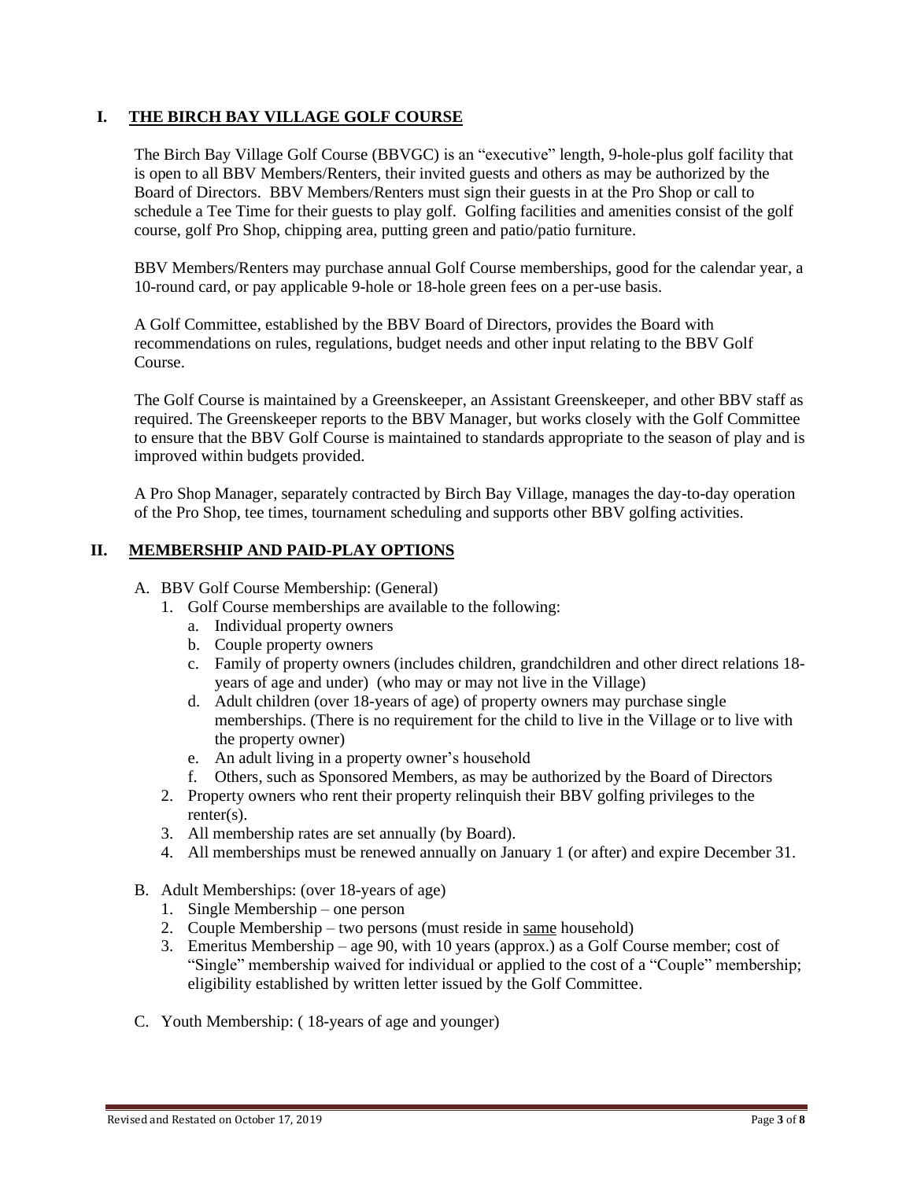## I. THE BIRCH BAY VILLAGE GOLF COURSE

The Birch Bay Village Golf Course (BBVGC) is an "executive" length, 9-hole-plus golf facility that is open to all BBV Members/Renters, their invited guests and others as may be authorized by the Board of Directors. BBV Members/Renters must sign their guests in at the Pro Shop or call to schedule a Tee Time for their guests to play golf. Golfing facilities and amenities consist of the golf course, golf Pro Shop, chipping area, putting green and patio/patio furniture.

BBV Members/Renters may purchase annual Golf Course memberships, good for the calendar year, a 10-round card, or pay applicable 9-hole or 18-hole green fees on a per-use basis.

A Golf Committee, established by the BBV Board of Directors, provides the Board with recommendations on rules, regulations, budget needs and other input relating to the BBV Golf Course.

The Golf Course is maintained by a Greenskeeper, an Assistant Greenskeeper, and other BBV staff as required. The Greenskeeper reports to the BBV Manager, but works closely with the Golf Committee to ensure that the BBV Golf Course is maintained to standards appropriate to the season of play and is improved within budgets provided.

A Pro Shop Manager, separately contracted by Birch Bay Village, manages the day-to-day operation of the Pro Shop, tee times, tournament scheduling and supports other BBV golfing activities.

## II. MEMBERSHIP AND PAID-PLAY OPTIONS

A. BBV Golf Course Membership: (General)
   1. Golf Course memberships are available to the following:
      a. Individual property owners
      b. Couple property owners
      c. Family of property owners (includes children, grandchildren and other direct relations 18-years of age and under) (who may or may not live in the Village)
      d. Adult children (over 18-years of age) of property owners may purchase single memberships. (There is no requirement for the child to live in the Village or to live with the property owner)
      e. An adult living in a property owner's household
      f. Others, such as Sponsored Members, as may be authorized by the Board of Directors
   2. Property owners who rent their property relinquish their BBV golfing privileges to the renter(s).
   3. All membership rates are set annually (by Board).
   4. All memberships must be renewed annually on January 1 (or after) and expire December 31.

B. Adult Memberships: (over 18-years of age)
   1. Single Membership – one person
   2. Couple Membership – two persons (must reside in same household)
   3. Emeritus Membership – age 90, with 10 years (approx.) as a Golf Course member; cost of "Single" membership waived for individual or applied to the cost of a "Couple" membership; eligibility established by written letter issued by the Golf Committee.

C. Youth Membership: ( 18-years of age and younger)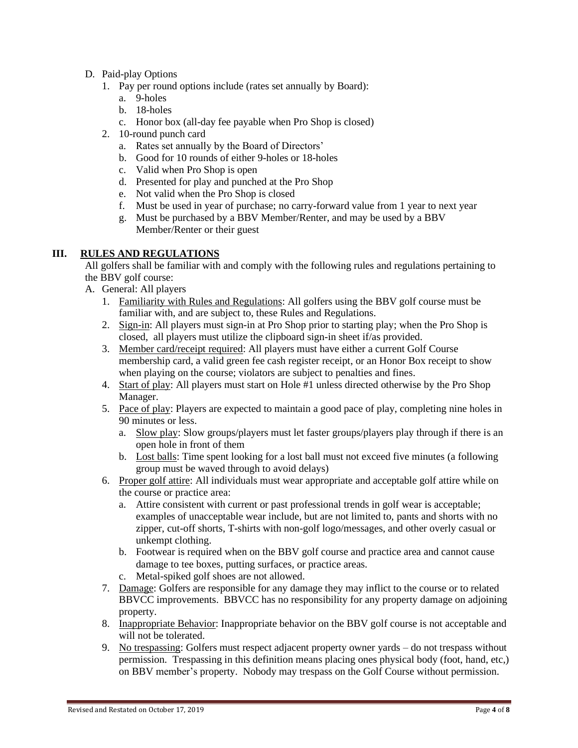D. Paid-play Options
   1. Pay per round options include (rates set annually by Board):
      a. 9-holes
      b. 18-holes
      c. Honor box (all-day fee payable when Pro Shop is closed)
   2. 10-round punch card
      a. Rates set annually by the Board of Directors'
      b. Good for 10 rounds of either 9-holes or 18-holes
      c. Valid when Pro Shop is open
      d. Presented for play and punched at the Pro Shop
      e. Not valid when the Pro Shop is closed
      f. Must be used in year of purchase; no carry-forward value from 1 year to next year
      g. Must be purchased by a BBV Member/Renter, and may be used by a BBV Member/Renter or their guest

## III. <u>RULES AND REGULATIONS</u>

All golfers shall be familiar with and comply with the following rules and regulations pertaining to the BBV golf course:

A. General: All players
   1. <u>Familiarity with Rules and Regulations</u>: All golfers using the BBV golf course must be familiar with, and are subject to, these Rules and Regulations.
   2. <u>Sign-in</u>: All players must sign-in at Pro Shop prior to starting play; when the Pro Shop is closed, all players must utilize the clipboard sign-in sheet if/as provided.
   3. <u>Member card/receipt required</u>: All players must have either a current Golf Course membership card, a valid green fee cash register receipt, or an Honor Box receipt to show when playing on the course; violators are subject to penalties and fines.
   4. <u>Start of play</u>: All players must start on Hole #1 unless directed otherwise by the Pro Shop Manager.
   5. <u>Pace of play</u>: Players are expected to maintain a good pace of play, completing nine holes in 90 minutes or less.
      a. <u>Slow play</u>: Slow groups/players must let faster groups/players play through if there is an open hole in front of them
      b. <u>Lost balls</u>: Time spent looking for a lost ball must not exceed five minutes (a following group must be waved through to avoid delays)
   6. <u>Proper golf attire</u>: All individuals must wear appropriate and acceptable golf attire while on the course or practice area:
      a. Attire consistent with current or past professional trends in golf wear is acceptable; examples of unacceptable wear include, but are not limited to, pants and shorts with no zipper, cut-off shorts, T-shirts with non-golf logo/messages, and other overly casual or unkempt clothing.
      b. Footwear is required when on the BBV golf course and practice area and cannot cause damage to tee boxes, putting surfaces, or practice areas.
      c. Metal-spiked golf shoes are not allowed.
   7. <u>Damage</u>: Golfers are responsible for any damage they may inflict to the course or to related BBVCC improvements. BBVCC has no responsibility for any property damage on adjoining property.
   8. <u>Inappropriate Behavior</u>: Inappropriate behavior on the BBV golf course is not acceptable and will not be tolerated.
   9. <u>No trespassing</u>: Golfers must respect adjacent property owner yards – do not trespass without permission. Trespassing in this definition means placing ones physical body (foot, hand, etc,) on BBV member's property. Nobody may trespass on the Golf Course without permission.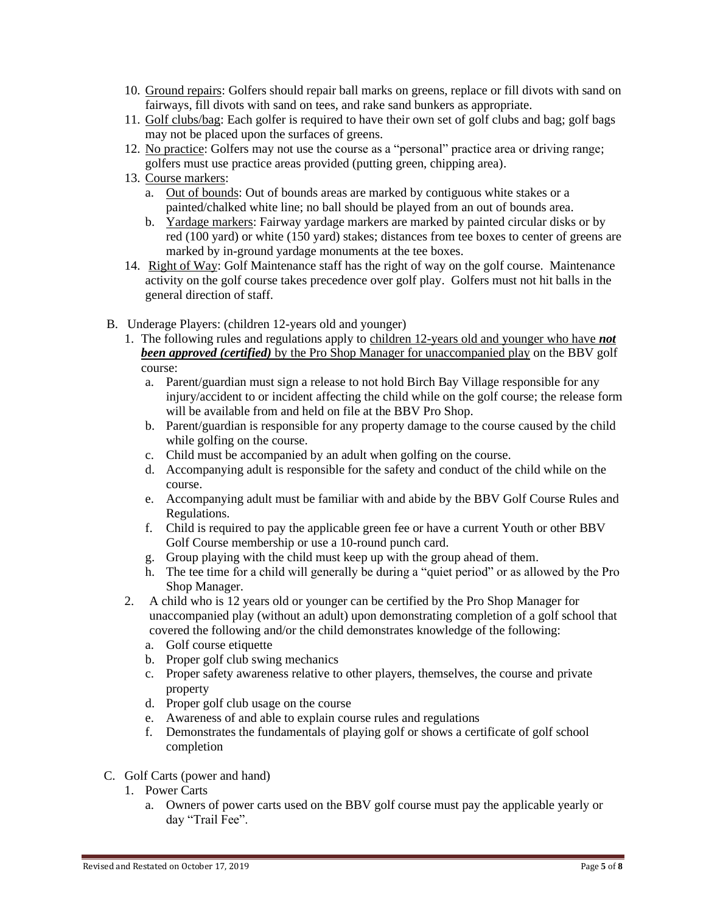10. <u>Ground repairs</u>: Golfers should repair ball marks on greens, replace or fill divots with sand on fairways, fill divots with sand on tees, and rake sand bunkers as appropriate.
11. <u>Golf clubs/bag</u>: Each golfer is required to have their own set of golf clubs and bag; golf bags may not be placed upon the surfaces of greens.
12. <u>No practice</u>: Golfers may not use the course as a "personal" practice area or driving range; golfers must use practice areas provided (putting green, chipping area).
13. <u>Course markers</u>:
    a. <u>Out of bounds</u>: Out of bounds areas are marked by contiguous white stakes or a painted/chalked white line; no ball should be played from an out of bounds area.
    b. <u>Yardage markers</u>: Fairway yardage markers are marked by painted circular disks or by red (100 yard) or white (150 yard) stakes; distances from tee boxes to center of greens are marked by in-ground yardage monuments at the tee boxes.
14. <u>Right of Way</u>: Golf Maintenance staff has the right of way on the golf course. Maintenance activity on the golf course takes precedence over golf play. Golfers must not hit balls in the general direction of staff.

B. Underage Players: (children 12-years old and younger)
   1. The following rules and regulations apply to <u>children 12-years old and younger who have</u> ***<u>not been approved (certified)</u>*** <u>by the Pro Shop Manager for unaccompanied play</u> on the BBV golf course:
      a. Parent/guardian must sign a release to not hold Birch Bay Village responsible for any injury/accident to or incident affecting the child while on the golf course; the release form will be available from and held on file at the BBV Pro Shop.
      b. Parent/guardian is responsible for any property damage to the course caused by the child while golfing on the course.
      c. Child must be accompanied by an adult when golfing on the course.
      d. Accompanying adult is responsible for the safety and conduct of the child while on the course.
      e. Accompanying adult must be familiar with and abide by the BBV Golf Course Rules and Regulations.
      f. Child is required to pay the applicable green fee or have a current Youth or other BBV Golf Course membership or use a 10-round punch card.
      g. Group playing with the child must keep up with the group ahead of them.
      h. The tee time for a child will generally be during a "quiet period" or as allowed by the Pro Shop Manager.
   2. A child who is 12 years old or younger can be certified by the Pro Shop Manager for unaccompanied play (without an adult) upon demonstrating completion of a golf school that covered the following and/or the child demonstrates knowledge of the following:
      a. Golf course etiquette
      b. Proper golf club swing mechanics
      c. Proper safety awareness relative to other players, themselves, the course and private property
      d. Proper golf club usage on the course
      e. Awareness of and able to explain course rules and regulations
      f. Demonstrates the fundamentals of playing golf or shows a certificate of golf school completion

C. Golf Carts (power and hand)
   1. Power Carts
      a. Owners of power carts used on the BBV golf course must pay the applicable yearly or day "Trail Fee".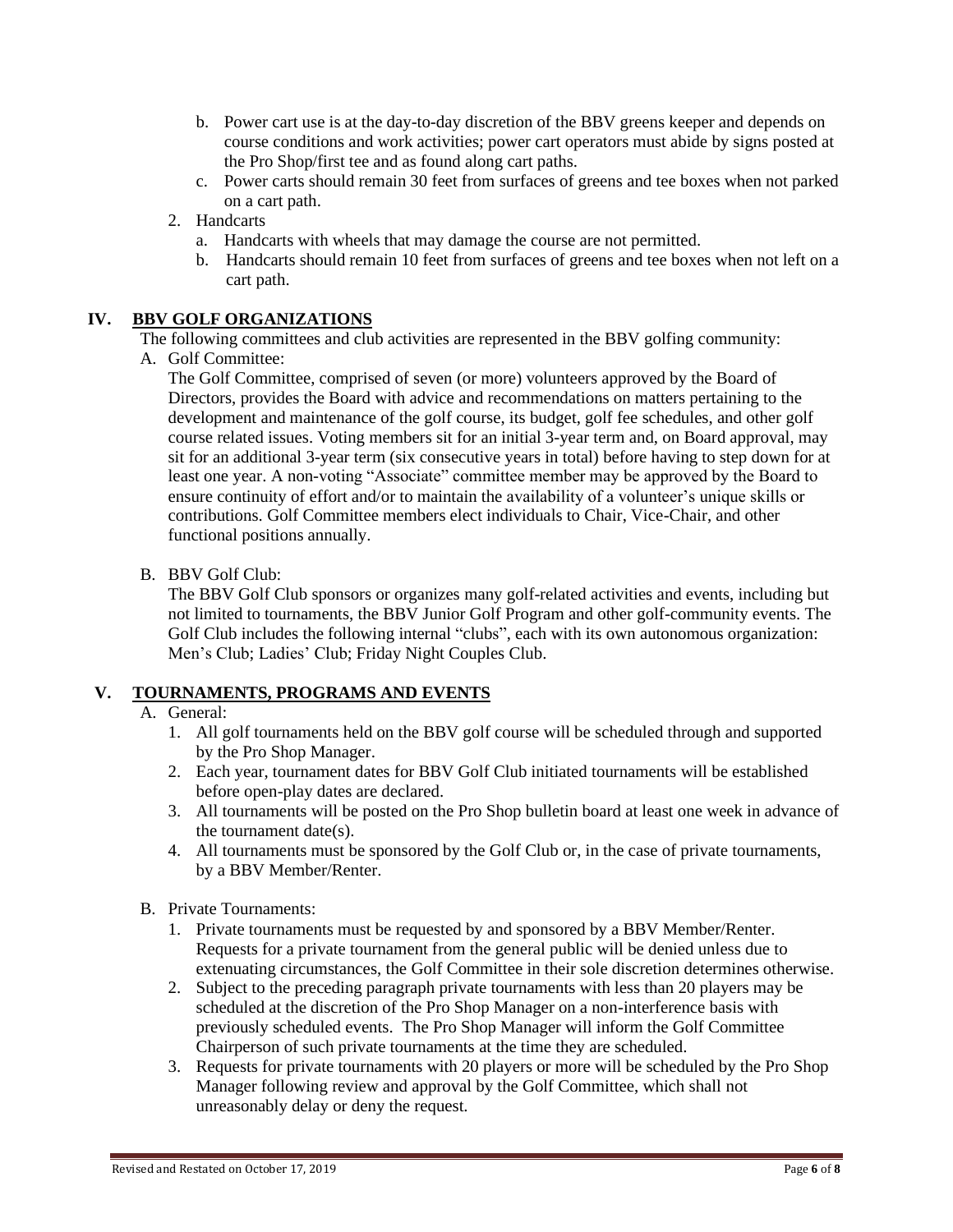b. Power cart use is at the day-to-day discretion of the BBV greens keeper and depends on course conditions and work activities; power cart operators must abide by signs posted at the Pro Shop/first tee and as found along cart paths.

c. Power carts should remain 30 feet from surfaces of greens and tee boxes when not parked on a cart path.

2. Handcarts
   a. Handcarts with wheels that may damage the course are not permitted.
   b. Handcarts should remain 10 feet from surfaces of greens and tee boxes when not left on a cart path.

## IV. BBV GOLF ORGANIZATIONS

The following committees and club activities are represented in the BBV golfing community:

A. Golf Committee:

The Golf Committee, comprised of seven (or more) volunteers approved by the Board of Directors, provides the Board with advice and recommendations on matters pertaining to the development and maintenance of the golf course, its budget, golf fee schedules, and other golf course related issues. Voting members sit for an initial 3-year term and, on Board approval, may sit for an additional 3-year term (six consecutive years in total) before having to step down for at least one year. A non-voting "Associate" committee member may be approved by the Board to ensure continuity of effort and/or to maintain the availability of a volunteer's unique skills or contributions. Golf Committee members elect individuals to Chair, Vice-Chair, and other functional positions annually.

B. BBV Golf Club:

The BBV Golf Club sponsors or organizes many golf-related activities and events, including but not limited to tournaments, the BBV Junior Golf Program and other golf-community events. The Golf Club includes the following internal "clubs", each with its own autonomous organization: Men's Club; Ladies' Club; Friday Night Couples Club.

## V. TOURNAMENTS, PROGRAMS AND EVENTS

A. General:

1. All golf tournaments held on the BBV golf course will be scheduled through and supported by the Pro Shop Manager.
2. Each year, tournament dates for BBV Golf Club initiated tournaments will be established before open-play dates are declared.
3. All tournaments will be posted on the Pro Shop bulletin board at least one week in advance of the tournament date(s).
4. All tournaments must be sponsored by the Golf Club or, in the case of private tournaments, by a BBV Member/Renter.

B. Private Tournaments:

1. Private tournaments must be requested by and sponsored by a BBV Member/Renter. Requests for a private tournament from the general public will be denied unless due to extenuating circumstances, the Golf Committee in their sole discretion determines otherwise.
2. Subject to the preceding paragraph private tournaments with less than 20 players may be scheduled at the discretion of the Pro Shop Manager on a non-interference basis with previously scheduled events. The Pro Shop Manager will inform the Golf Committee Chairperson of such private tournaments at the time they are scheduled.
3. Requests for private tournaments with 20 players or more will be scheduled by the Pro Shop Manager following review and approval by the Golf Committee, which shall not unreasonably delay or deny the request.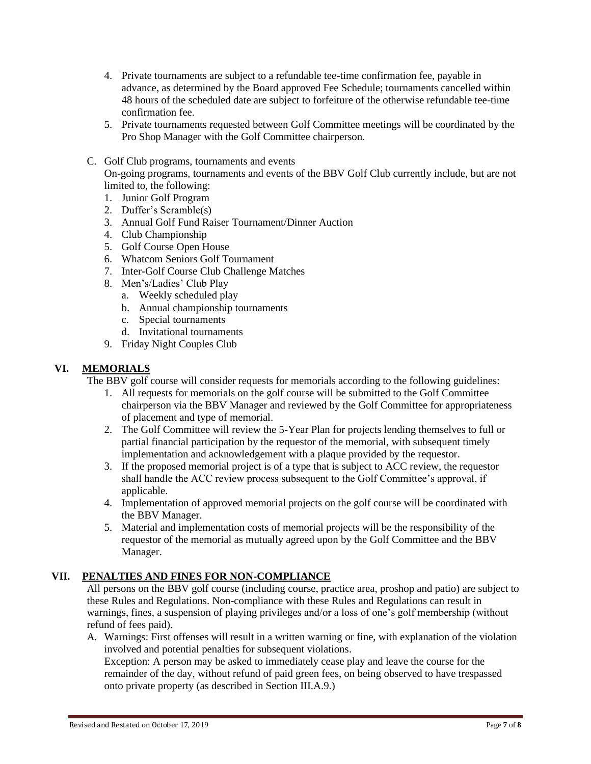4. Private tournaments are subject to a refundable tee-time confirmation fee, payable in advance, as determined by the Board approved Fee Schedule; tournaments cancelled within 48 hours of the scheduled date are subject to forfeiture of the otherwise refundable tee-time confirmation fee.
5. Private tournaments requested between Golf Committee meetings will be coordinated by the Pro Shop Manager with the Golf Committee chairperson.

C. Golf Club programs, tournaments and events

On-going programs, tournaments and events of the BBV Golf Club currently include, but are not limited to, the following:

1. Junior Golf Program
2. Duffer's Scramble(s)
3. Annual Golf Fund Raiser Tournament/Dinner Auction
4. Club Championship
5. Golf Course Open House
6. Whatcom Seniors Golf Tournament
7. Inter-Golf Course Club Challenge Matches
8. Men's/Ladies' Club Play
   a. Weekly scheduled play
   b. Annual championship tournaments
   c. Special tournaments
   d. Invitational tournaments
9. Friday Night Couples Club

## VI. MEMORIALS

The BBV golf course will consider requests for memorials according to the following guidelines:

1. All requests for memorials on the golf course will be submitted to the Golf Committee chairperson via the BBV Manager and reviewed by the Golf Committee for appropriateness of placement and type of memorial.
2. The Golf Committee will review the 5-Year Plan for projects lending themselves to full or partial financial participation by the requestor of the memorial, with subsequent timely implementation and acknowledgement with a plaque provided by the requestor.
3. If the proposed memorial project is of a type that is subject to ACC review, the requestor shall handle the ACC review process subsequent to the Golf Committee's approval, if applicable.
4. Implementation of approved memorial projects on the golf course will be coordinated with the BBV Manager.
5. Material and implementation costs of memorial projects will be the responsibility of the requestor of the memorial as mutually agreed upon by the Golf Committee and the BBV Manager.

## VII. PENALTIES AND FINES FOR NON-COMPLIANCE

All persons on the BBV golf course (including course, practice area, proshop and patio) are subject to these Rules and Regulations. Non-compliance with these Rules and Regulations can result in warnings, fines, a suspension of playing privileges and/or a loss of one's golf membership (without refund of fees paid).

A. Warnings: First offenses will result in a written warning or fine, with explanation of the violation involved and potential penalties for subsequent violations.

Exception: A person may be asked to immediately cease play and leave the course for the remainder of the day, without refund of paid green fees, on being observed to have trespassed onto private property (as described in Section III.A.9.)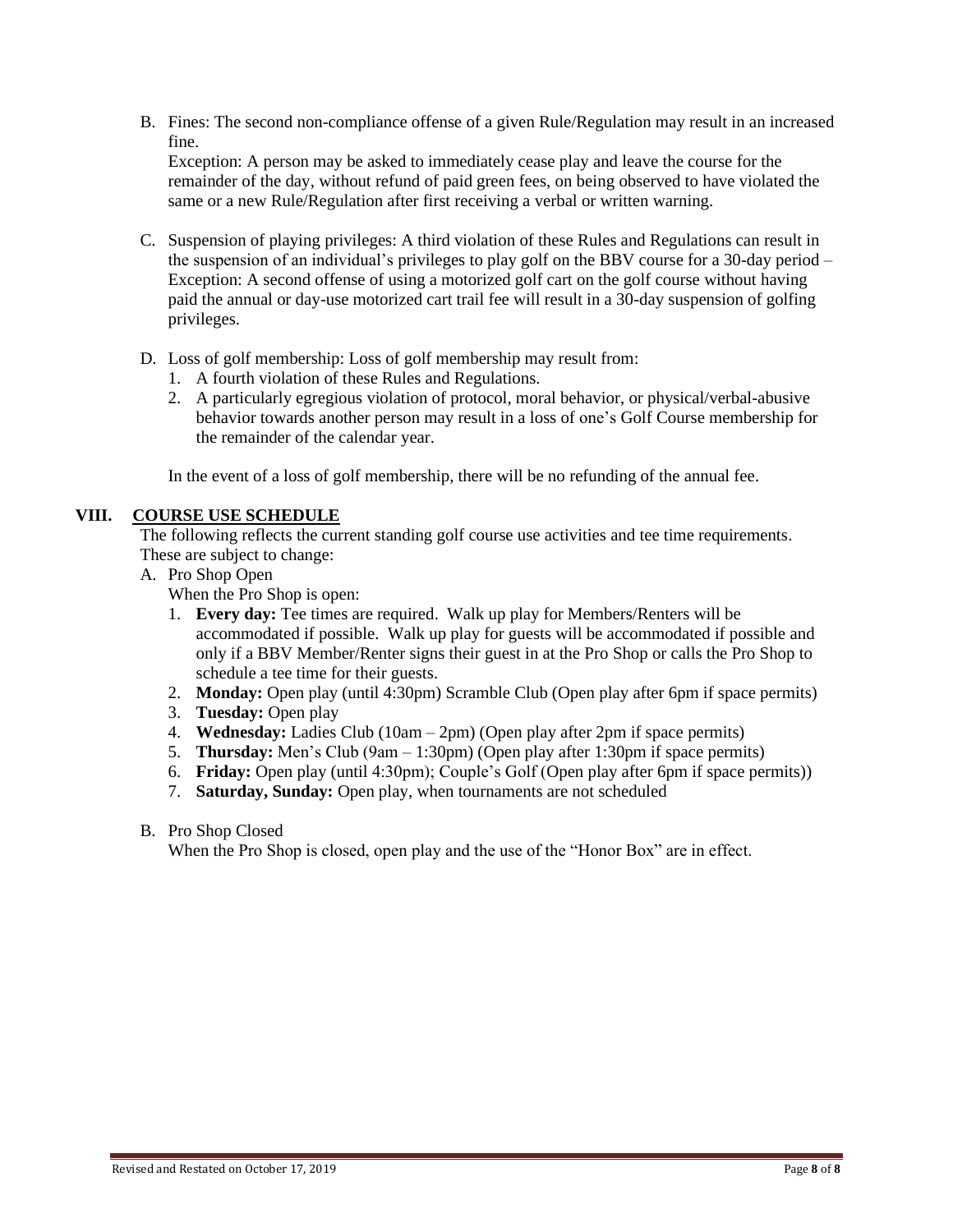B. Fines: The second non-compliance offense of a given Rule/Regulation may result in an increased fine.
   Exception: A person may be asked to immediately cease play and leave the course for the remainder of the day, without refund of paid green fees, on being observed to have violated the same or a new Rule/Regulation after first receiving a verbal or written warning.

C. Suspension of playing privileges: A third violation of these Rules and Regulations can result in the suspension of an individual's privileges to play golf on the BBV course for a 30-day period – Exception: A second offense of using a motorized golf cart on the golf course without having paid the annual or day-use motorized cart trail fee will result in a 30-day suspension of golfing privileges.

D. Loss of golf membership: Loss of golf membership may result from:
   1. A fourth violation of these Rules and Regulations.
   2. A particularly egregious violation of protocol, moral behavior, or physical/verbal-abusive behavior towards another person may result in a loss of one's Golf Course membership for the remainder of the calendar year.

   In the event of a loss of golf membership, there will be no refunding of the annual fee.

## VIII. COURSE USE SCHEDULE

The following reflects the current standing golf course use activities and tee time requirements. These are subject to change:

A. Pro Shop Open
   When the Pro Shop is open:
   1. **Every day:** Tee times are required. Walk up play for Members/Renters will be accommodated if possible. Walk up play for guests will be accommodated if possible and only if a BBV Member/Renter signs their guest in at the Pro Shop or calls the Pro Shop to schedule a tee time for their guests.
   2. **Monday:** Open play (until 4:30pm) Scramble Club (Open play after 6pm if space permits)
   3. **Tuesday:** Open play
   4. **Wednesday:** Ladies Club (10am – 2pm) (Open play after 2pm if space permits)
   5. **Thursday:** Men's Club (9am – 1:30pm) (Open play after 1:30pm if space permits)
   6. **Friday:** Open play (until 4:30pm); Couple's Golf (Open play after 6pm if space permits))
   7. **Saturday, Sunday:** Open play, when tournaments are not scheduled

B. Pro Shop Closed
   When the Pro Shop is closed, open play and the use of the "Honor Box" are in effect.